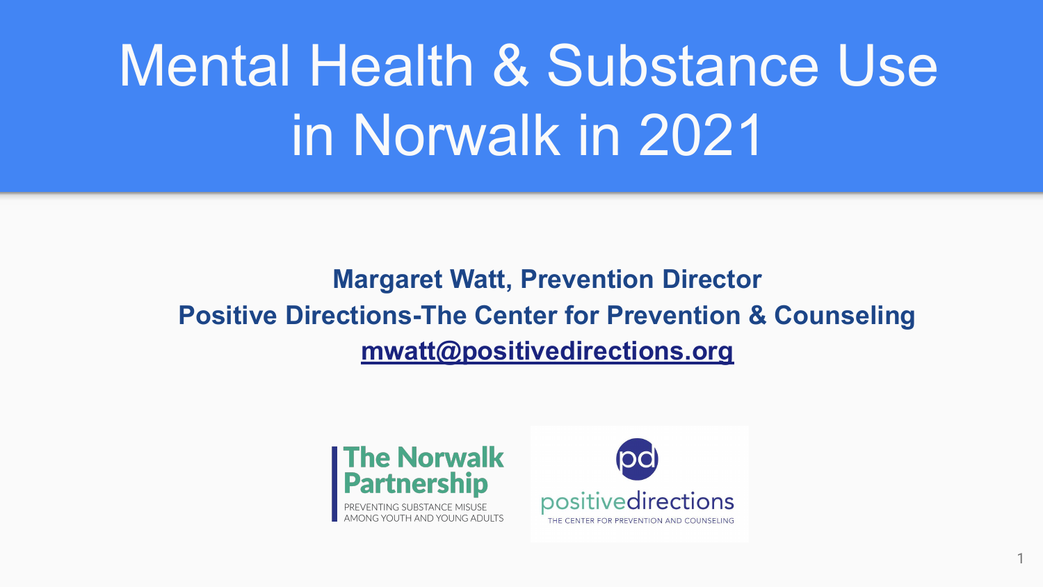# Mental Health & Substance Use in Norwalk in 2021

**Margaret Watt, Prevention Director**
**Positive Directions-The Center for Prevention & Counseling**
**mwatt@positivedirections.org**

The Norwalk Partnership
PREVENTING SUBSTANCE MISUSE AMONG YOUTH AND YOUNG ADULTS

positivedirections
THE CENTER FOR PREVENTION AND COUNSELING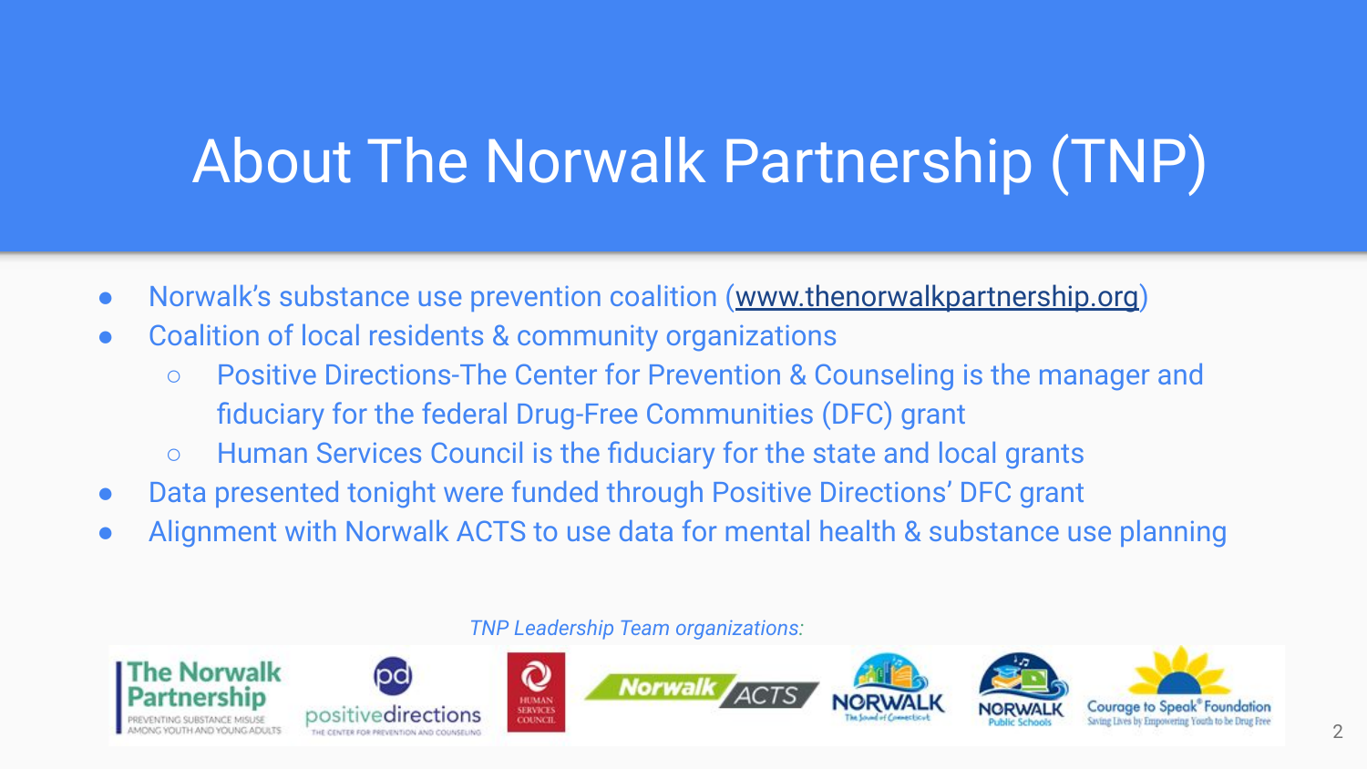# About The Norwalk Partnership (TNP)

- Norwalk's substance use prevention coalition (www.thenorwalkpartnership.org)
- Coalition of local residents & community organizations
  - Positive Directions-The Center for Prevention & Counseling is the manager and fiduciary for the federal Drug-Free Communities (DFC) grant
  - Human Services Council is the fiduciary for the state and local grants
- Data presented tonight were funded through Positive Directions' DFC grant
- Alignment with Norwalk ACTS to use data for mental health & substance use planning

*TNP Leadership Team organizations:*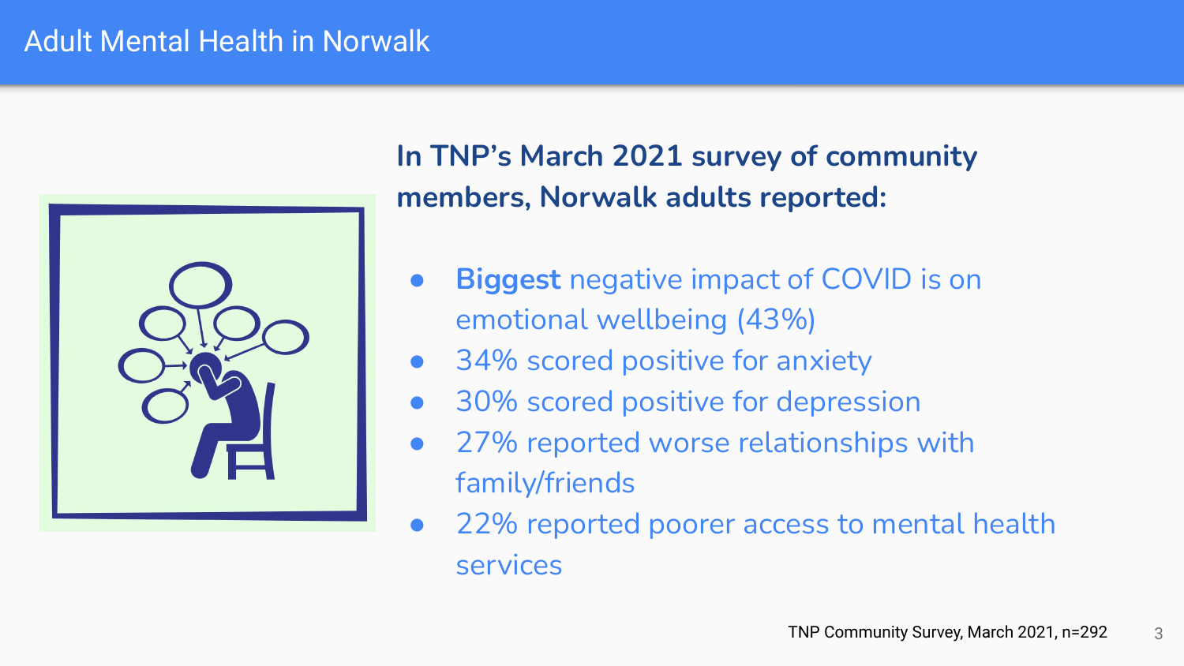# Adult Mental Health in Norwalk

**In TNP's March 2021 survey of community members, Norwalk adults reported:**

- **Biggest** negative impact of COVID is on emotional wellbeing (43%)
- 34% scored positive for anxiety
- 30% scored positive for depression
- 27% reported worse relationships with family/friends
- 22% reported poorer access to mental health services

TNP Community Survey, March 2021, n=292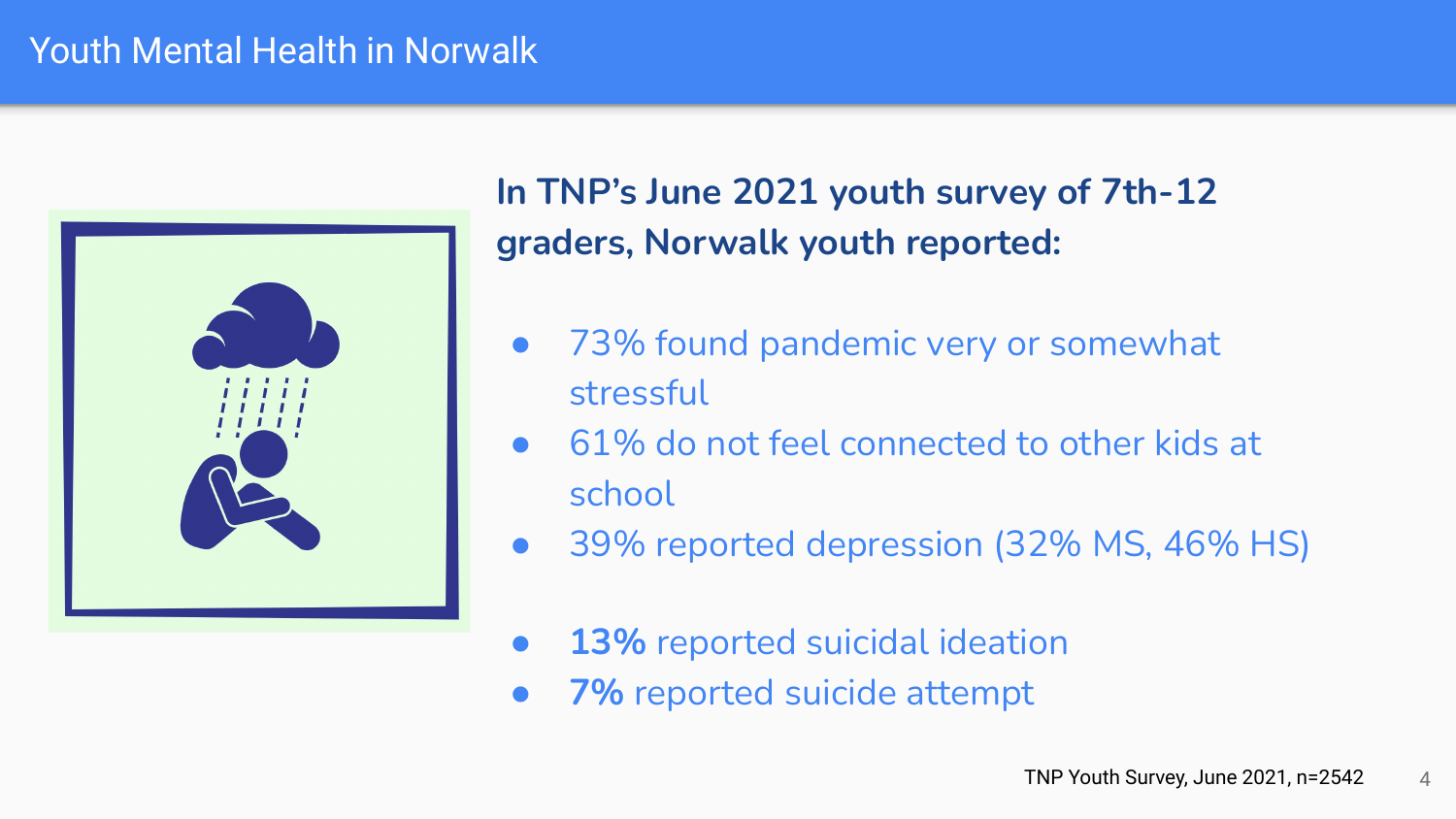# Youth Mental Health in Norwalk

**In TNP's June 2021 youth survey of 7th-12 graders, Norwalk youth reported:**

- 73% found pandemic very or somewhat stressful
- 61% do not feel connected to other kids at school
- 39% reported depression (32% MS, 46% HS)

- **13%** reported suicidal ideation
- **7%** reported suicide attempt

TNP Youth Survey, June 2021, n=2542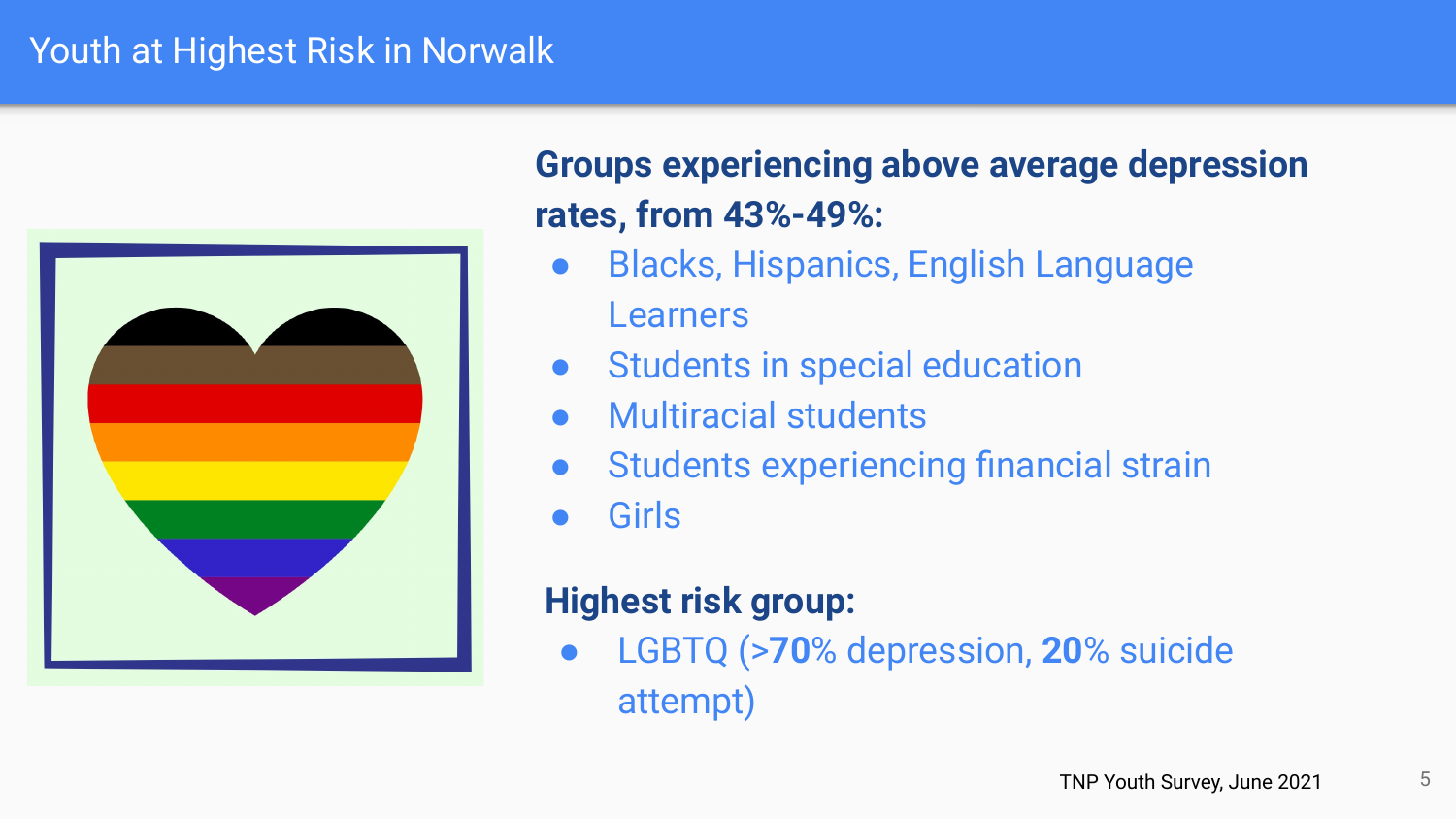# Youth at Highest Risk in Norwalk

**Groups experiencing above average depression rates, from 43%-49%:**

- Blacks, Hispanics, English Language Learners
- Students in special education
- Multiracial students
- Students experiencing financial strain
- Girls

**Highest risk group:**

- LGBTQ (>**70**% depression, **20**% suicide attempt)

TNP Youth Survey, June 2021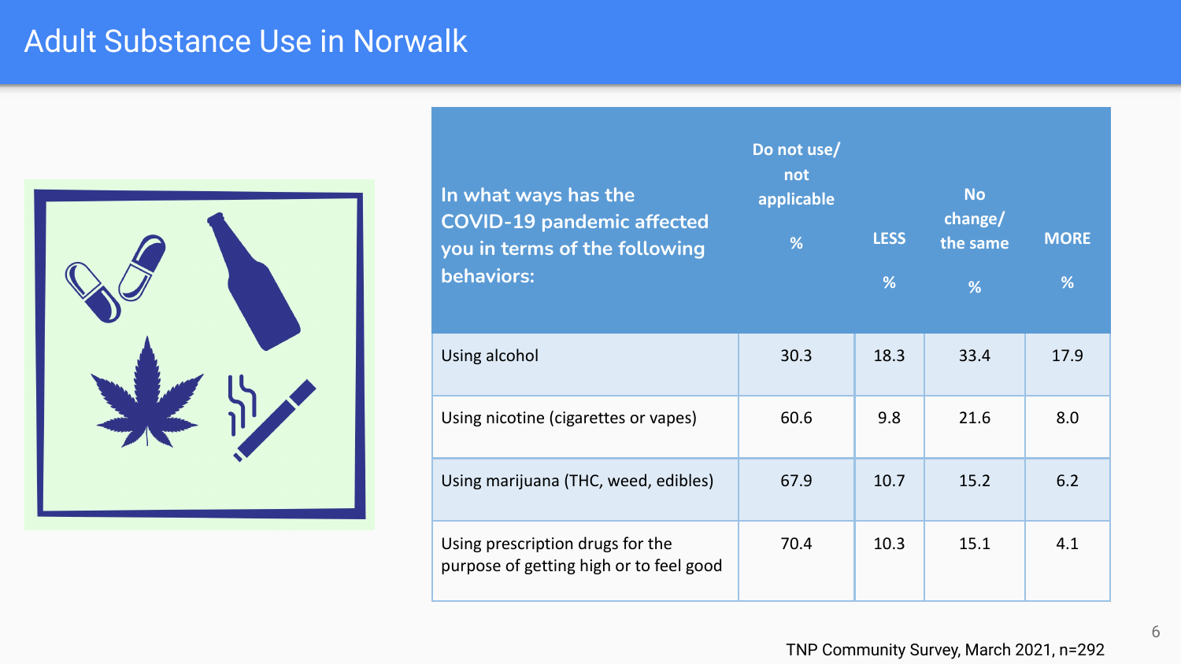# Adult Substance Use in Norwalk

| In what ways has the COVID-19 pandemic affected you in terms of the following behaviors: | Do not use/ not applicable % | LESS % | No change/ the same % | MORE % |
|---|---|---|---|---|
| Using alcohol | 30.3 | 18.3 | 33.4 | 17.9 |
| Using nicotine (cigarettes or vapes) | 60.6 | 9.8 | 21.6 | 8.0 |
| Using marijuana (THC, weed, edibles) | 67.9 | 10.7 | 15.2 | 6.2 |
| Using prescription drugs for the purpose of getting high or to feel good | 70.4 | 10.3 | 15.1 | 4.1 |

TNP Community Survey, March 2021, n=292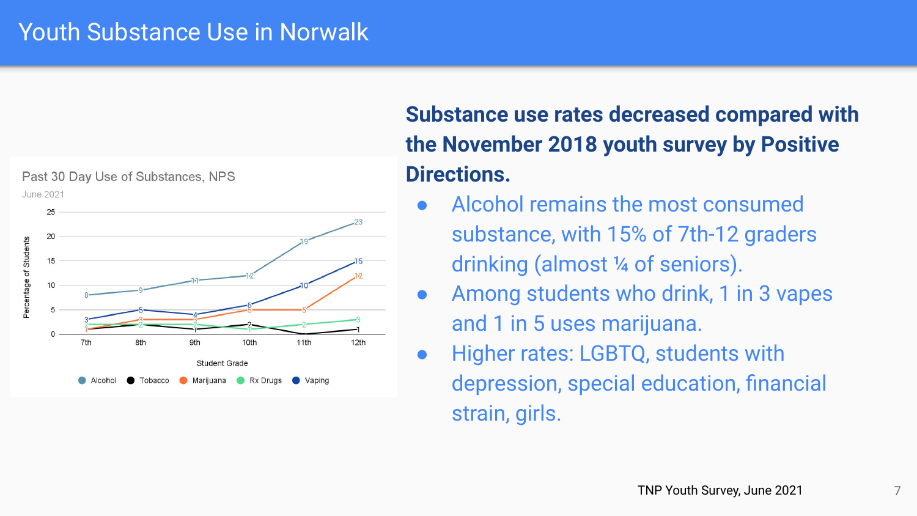# Youth Substance Use in Norwalk

Past 30 Day Use of Substances, NPS

June 2021

| Student Grade | Alcohol | Tobacco | Marijuana | Rx Drugs | Vaping |
|---|---|---|---|---|---|
| 7th | 8 | 1 | 1 | 2 | 3 |
| 8th | 9 | 2 | 3 | 2 | 5 |
| 9th | 11 | 1 | 3 | 2 | 4 |
| 10th | 12 | 2 | 5 | 1 | 6 |
| 11th | 19 | 0 | 5 | 2 | 10 |
| 12th | 23 | 1 | 12 | 3 | 15 |

Percentage of Students

**Substance use rates decreased compared with the November 2018 youth survey by Positive Directions.**

- Alcohol remains the most consumed substance, with 15% of 7th-12 graders drinking (almost ¼ of seniors).
- Among students who drink, 1 in 3 vapes and 1 in 5 uses marijuana.
- Higher rates: LGBTQ, students with depression, special education, financial strain, girls.

TNP Youth Survey, June 2021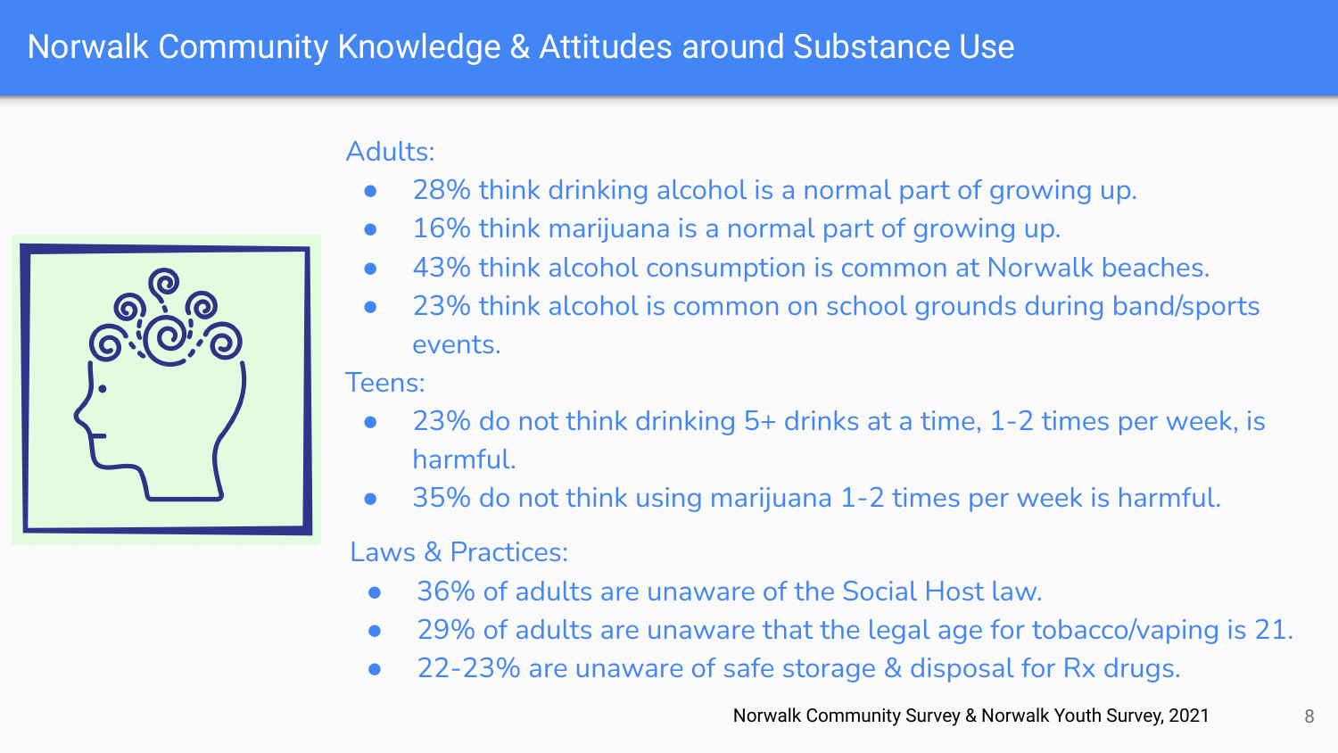# Norwalk Community Knowledge & Attitudes around Substance Use

Adults:

- 28% think drinking alcohol is a normal part of growing up.
- 16% think marijuana is a normal part of growing up.
- 43% think alcohol consumption is common at Norwalk beaches.
- 23% think alcohol is common on school grounds during band/sports events.

Teens:

- 23% do not think drinking 5+ drinks at a time, 1-2 times per week, is harmful.
- 35% do not think using marijuana 1-2 times per week is harmful.

Laws & Practices:

- 36% of adults are unaware of the Social Host law.
- 29% of adults are unaware that the legal age for tobacco/vaping is 21.
- 22-23% are unaware of safe storage & disposal for Rx drugs.

Norwalk Community Survey & Norwalk Youth Survey, 2021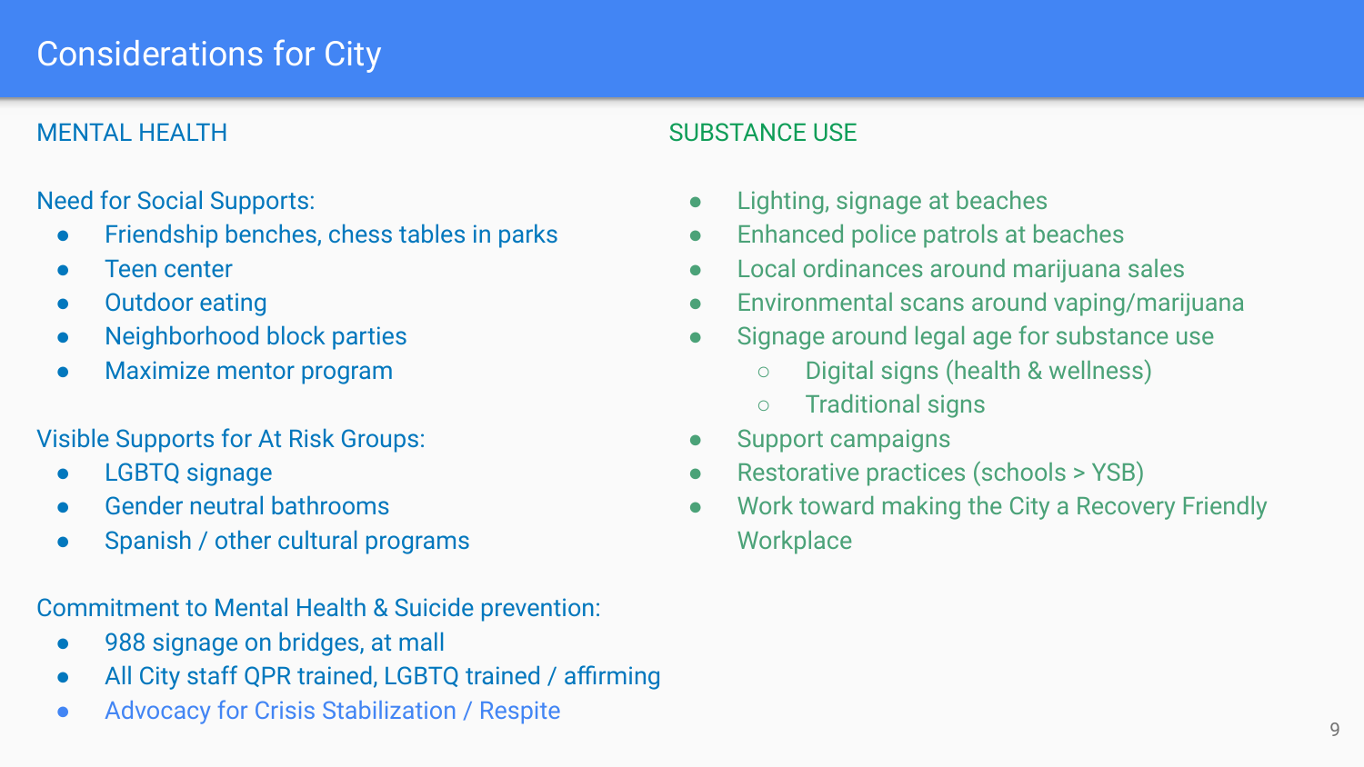# Considerations for City

## MENTAL HEALTH

Need for Social Supports:

- Friendship benches, chess tables in parks
- Teen center
- Outdoor eating
- Neighborhood block parties
- Maximize mentor program

Visible Supports for At Risk Groups:

- LGBTQ signage
- Gender neutral bathrooms
- Spanish / other cultural programs

Commitment to Mental Health & Suicide prevention:

- 988 signage on bridges, at mall
- All City staff QPR trained, LGBTQ trained / affirming
- Advocacy for Crisis Stabilization / Respite

## SUBSTANCE USE

- Lighting, signage at beaches
- Enhanced police patrols at beaches
- Local ordinances around marijuana sales
- Environmental scans around vaping/marijuana
- Signage around legal age for substance use
  - Digital signs (health & wellness)
  - Traditional signs
- Support campaigns
- Restorative practices (schools > YSB)
- Work toward making the City a Recovery Friendly Workplace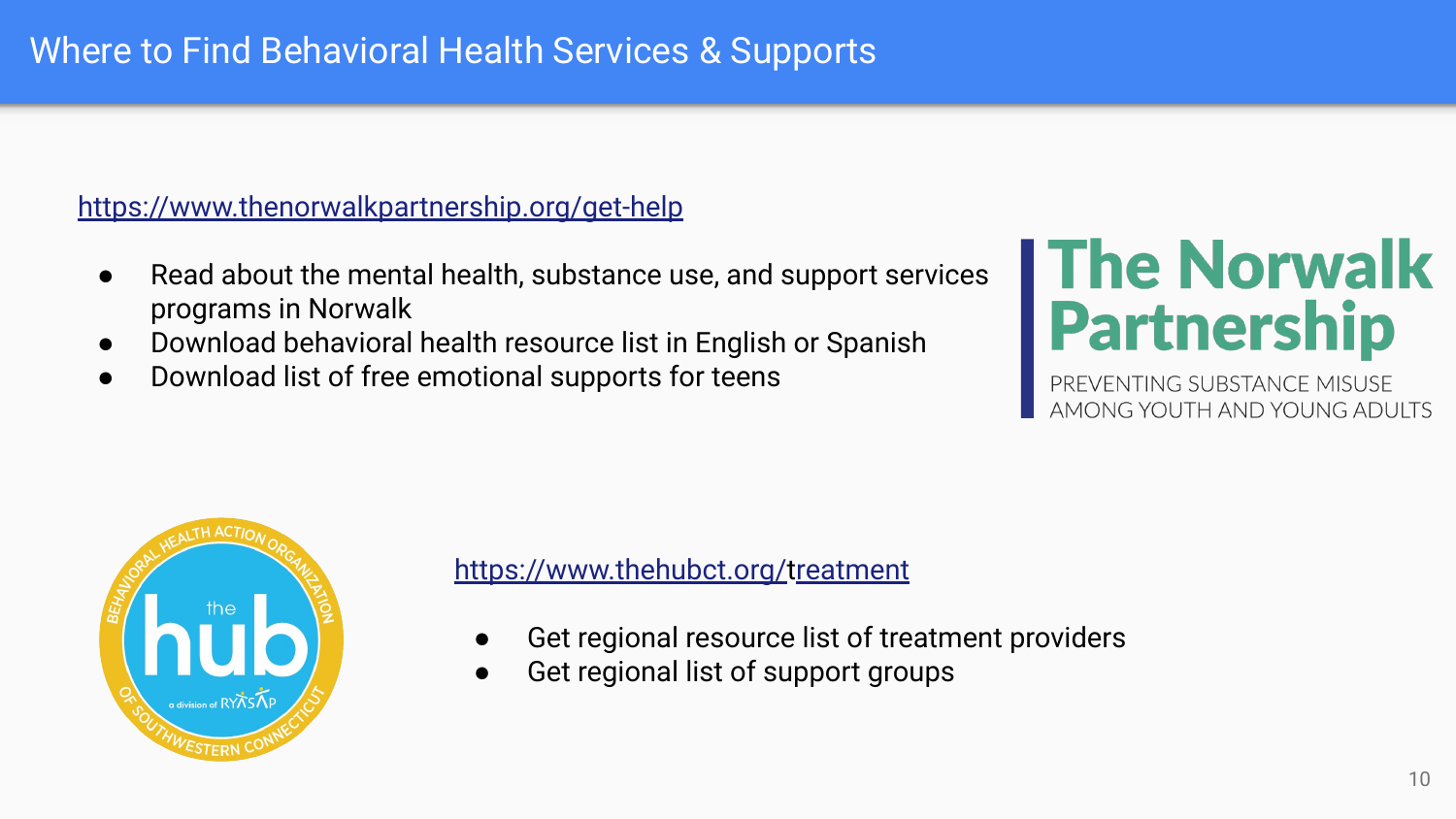# Where to Find Behavioral Health Services & Supports

https://www.thenorwalkpartnership.org/get-help

- Read about the mental health, substance use, and support services programs in Norwalk
- Download behavioral health resource list in English or Spanish
- Download list of free emotional supports for teens

The Norwalk Partnership

PREVENTING SUBSTANCE MISUSE AMONG YOUTH AND YOUNG ADULTS

https://www.thehubct.org/treatment

- Get regional resource list of treatment providers
- Get regional list of support groups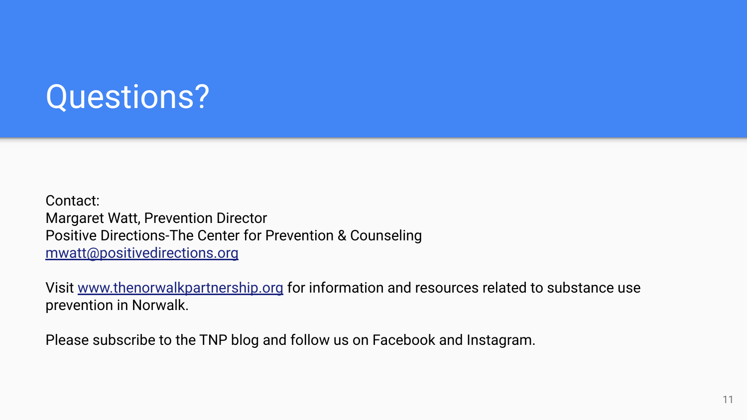# Questions?

Contact:
Margaret Watt, Prevention Director
Positive Directions-The Center for Prevention & Counseling
mwatt@positivedirections.org

Visit www.thenorwalkpartnership.org for information and resources related to substance use prevention in Norwalk.

Please subscribe to the TNP blog and follow us on Facebook and Instagram.